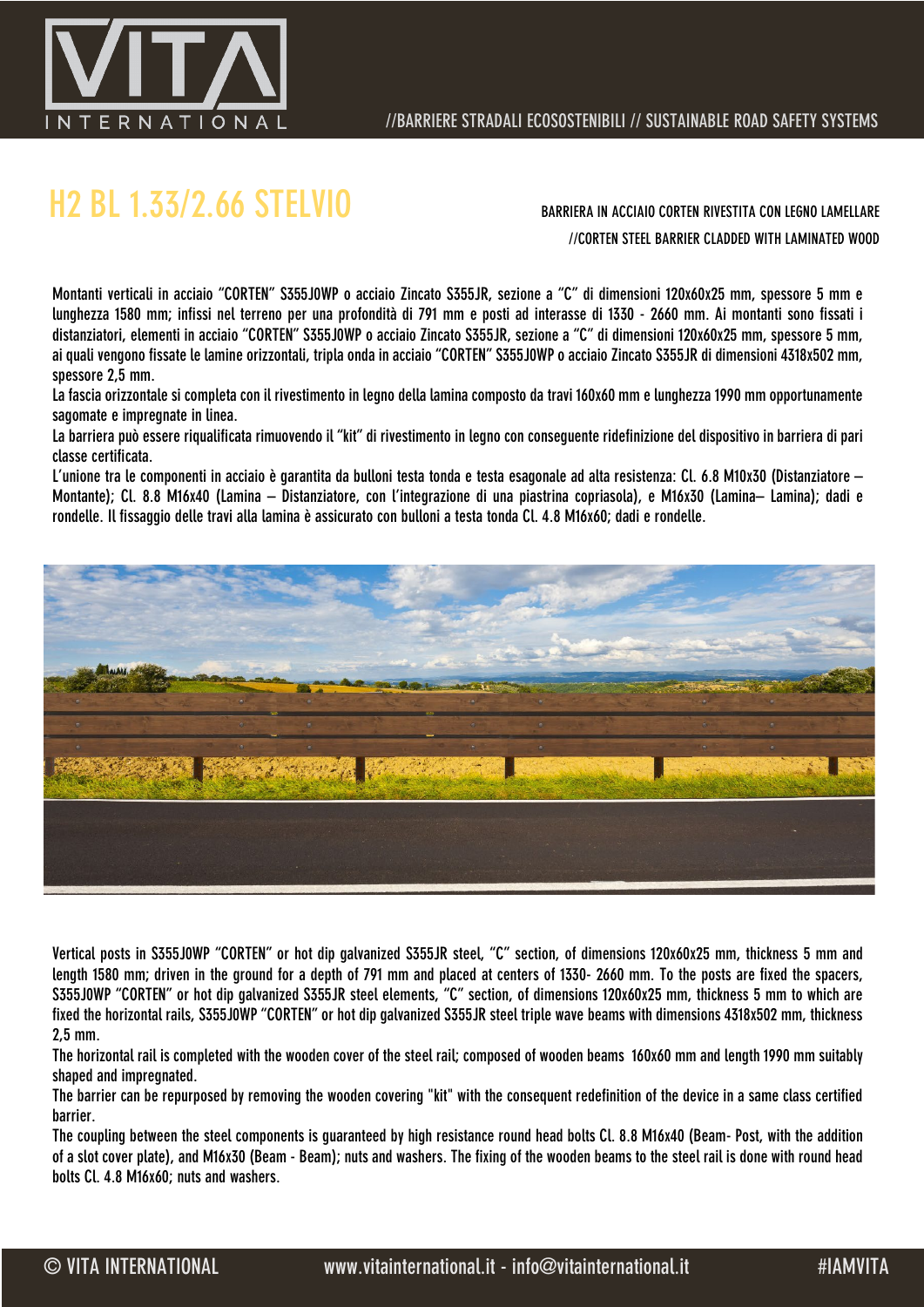# H2 BL 1.33/2.66 STELVIO

BARRIERA IN ACCIAIO CORTEN RIVESTITA CON LEGNO LAMELLARE

//CORTEN STEEL BARRIER CLADDED WITH LAMINATED WOOD

Montanti verticali in acciaio "CORTEN" S355J0WP o acciaio Zincato S355JR, sezione a "C" di dimensioni 120x60x25 mm, spessore 5 mm e lunghezza 1580 mm; infissi nel terreno per una profondità di 791 mm e posti ad interasse di 1330 - 2660 mm. Ai montanti sono fissati i distanziatori, elementi in acciaio "CORTEN" S355J0WP o acciaio Zincato S355JR, sezione a "C" di dimensioni 120x60x25 mm, spessore 5 mm, ai quali vengono fissate le lamine orizzontali, tripla onda in acciaio "CORTEN" S355J0WP o acciaio Zincato S355JR di dimensioni 4318x502 mm, spessore 2,5 mm.

La fascia orizzontale si completa con il rivestimento in legno della lamina composto da travi 160x60 mm e lunghezza 1990 mm opportunamente sagomate e impregnate in linea.

La barriera può essere riqualificata rimuovendo il "kit" di rivestimento in legno con conseguente ridefinizione del dispositivo in barriera di pari classe certificata.

L'unione tra le componenti in acciaio è garantita da bulloni testa tonda e testa esagonale ad alta resistenza: Cl. 6.8 M10x30 (Distanziatore – Montante); Cl. 8.8 M16x40 (Lamina – Distanziatore, con l'integrazione di una piastrina copriasola), e M16x30 (Lamina– Lamina); dadi e rondelle. Il fissaggio delle travi alla lamina è assicurato con bulloni a testa tonda Cl. 4.8 M16x60; dadi e rondelle.

Vertical posts in S355J0WP "CORTEN" or hot dip galvanized S355JR steel, "C" section, of dimensions 120x60x25 mm, thickness 5 mm and length 1580 mm; driven in the ground for a depth of 791 mm and placed at centers of 1330- 2660 mm. To the posts are fixed the spacers, S355J0WP "CORTEN" or hot dip galvanized S355JR steel elements, "C" section, of dimensions 120x60x25 mm, thickness 5 mm to which are fixed the horizontal rails, S355J0WP "CORTEN" or hot dip galvanized S355JR steel triple wave beams with dimensions 4318x502 mm, thickness 2,5 mm.

The horizontal rail is completed with the wooden cover of the steel rail; composed of wooden beams 160x60 mm and length 1990 mm suitably shaped and impregnated.

The barrier can be repurposed by removing the wooden covering "kit" with the consequent redefinition of the device in a same class certified barrier.

The coupling between the steel components is guaranteed by high resistance round head bolts Cl. 8.8 M16x40 (Beam- Post, with the addition of a slot cover plate), and M16x30 (Beam - Beam); nuts and washers. The fixing of the wooden beams to the steel rail is done with round head bolts Cl. 4.8 M16x60; nuts and washers.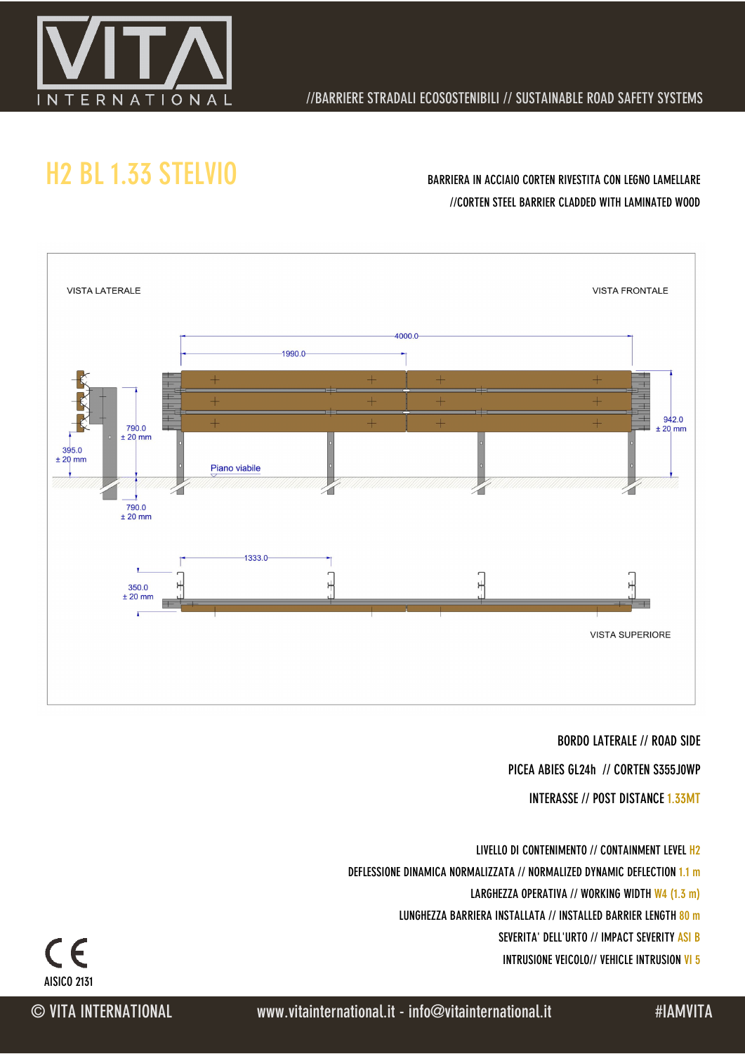# H2 BL 1.33 STELVIO

BARRIERA IN ACCIAIO CORTEN RIVESTITA CON LEGNO LAMELLARE

//CORTEN STEEL BARRIER CLADDED WITH LAMINATED WOOD

VISTA LATERALE

VISTA FRONTALE

4000.0

1990.0

790.0
± 20 mm

395.0
± 20 mm

942.0
± 20 mm

Piano viabile

790.0
± 20 mm

1333.0

350.0
± 20 mm

VISTA SUPERIORE

BORDO LATERALE // ROAD SIDE

PICEA ABIES GL24h // CORTEN S355J0WP

INTERASSE // POST DISTANCE 1.33MT

LIVELLO DI CONTENIMENTO // CONTAINMENT LEVEL H2

DEFLESSIONE DINAMICA NORMALIZZATA // NORMALIZED DYNAMIC DEFLECTION 1.1 m

LARGHEZZA OPERATIVA // WORKING WIDTH W4 (1.3 m)

LUNGHEZZA BARRIERA INSTALLATA // INSTALLED BARRIER LENGTH 80 m

SEVERITA' DELL'URTO // IMPACT SEVERITY ASI B

INTRUSIONE VEICOLO// VEHICLE INTRUSION VI 5

CE

AISICO 2131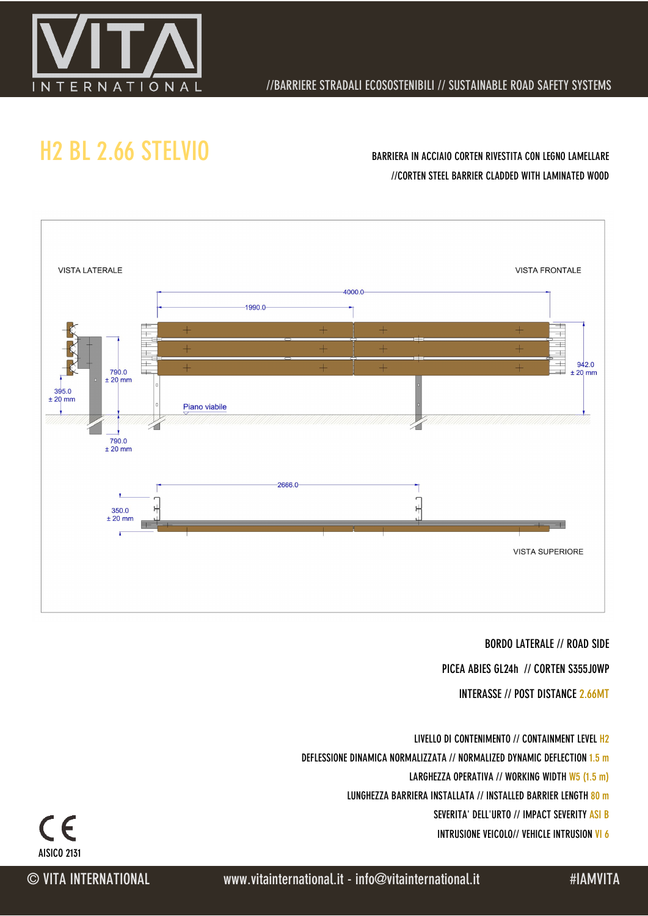# H2 BL 2.66 STELVIO

BARRIERA IN ACCIAIO CORTEN RIVESTITA CON LEGNO LAMELLARE

//CORTEN STEEL BARRIER CLADDED WITH LAMINATED WOOD

VISTA LATERALE

VISTA FRONTALE

4000.0

1990.0

790.0
± 20 mm

395.0
± 20 mm

942.0
± 20 mm

Piano viabile

790.0
± 20 mm

2666.0

350.0
± 20 mm

VISTA SUPERIORE

BORDO LATERALE // ROAD SIDE

PICEA ABIES GL24h // CORTEN S355J0WP

INTERASSE // POST DISTANCE 2.66MT

LIVELLO DI CONTENIMENTO // CONTAINMENT LEVEL H2

DEFLESSIONE DINAMICA NORMALIZZATA // NORMALIZED DYNAMIC DEFLECTION 1.5 m

LARGHEZZA OPERATIVA // WORKING WIDTH W5 (1.5 m)

LUNGHEZZA BARRIERA INSTALLATA // INSTALLED BARRIER LENGTH 80 m

SEVERITA' DELL'URTO // IMPACT SEVERITY ASI B

INTRUSIONE VEICOLO// VEHICLE INTRUSION VI 6

CE

AISICO 2131